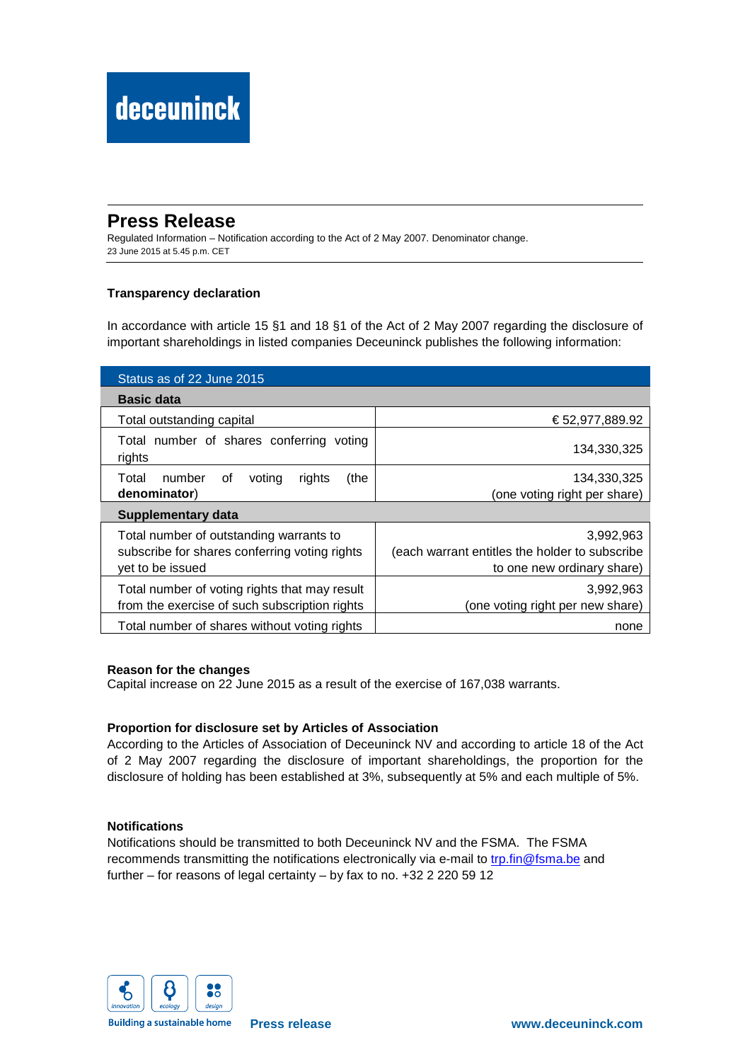deceuninck

# Press Release

Regulated Information – Notification according to the Act of 2 May 2007. Denominator change.
23 June 2015 at 5.45 p.m. CET

### Transparency declaration

In accordance with article 15 §1 and 18 §1 of the Act of 2 May 2007 regarding the disclosure of important shareholdings in listed companies Deceuninck publishes the following information:

| Status as of 22 June 2015 | |
|---|---|
| **Basic data** | |
| Total outstanding capital | € 52,977,889.92 |
| Total number of shares conferring voting rights | 134,330,325 |
| Total number of voting rights (the **denominator**) | 134,330,325 (one voting right per share) |
| **Supplementary data** | |
| Total number of outstanding warrants to subscribe for shares conferring voting rights yet to be issued | 3,992,963 (each warrant entitles the holder to subscribe to one new ordinary share) |
| Total number of voting rights that may result from the exercise of such subscription rights | 3,992,963 (one voting right per new share) |
| Total number of shares without voting rights | none |

**Reason for the changes**
Capital increase on 22 June 2015 as a result of the exercise of 167,038 warrants.

**Proportion for disclosure set by Articles of Association**
According to the Articles of Association of Deceuninck NV and according to article 18 of the Act of 2 May 2007 regarding the disclosure of important shareholdings, the proportion for the disclosure of holding has been established at 3%, subsequently at 5% and each multiple of 5%.

**Notifications**
Notifications should be transmitted to both Deceuninck NV and the FSMA. The FSMA recommends transmitting the notifications electronically via e-mail to trp.fin@fsma.be and further – for reasons of legal certainty – by fax to no. +32 2 220 59 12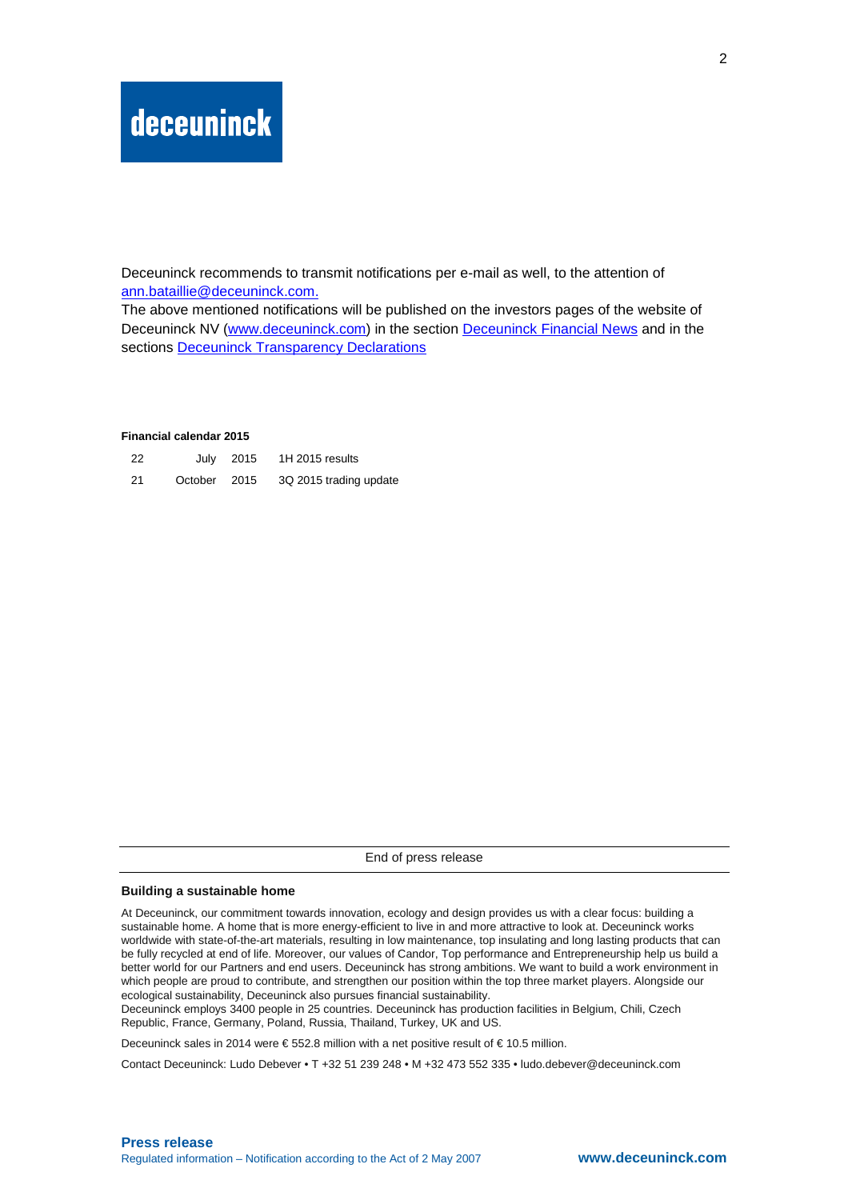Deceuninck recommends to transmit notifications per e-mail as well, to the attention of ann.bataillie@deceuninck.com.

The above mentioned notifications will be published on the investors pages of the website of Deceuninck NV (www.deceuninck.com) in the section Deceuninck Financial News and in the sections Deceuninck Transparency Declarations

**Financial calendar 2015**

| | | | |
|---|---|---|---|
| 22 | July | 2015 | 1H 2015 results |
| 21 | October | 2015 | 3Q 2015 trading update |

End of press release

**Building a sustainable home**

At Deceuninck, our commitment towards innovation, ecology and design provides us with a clear focus: building a sustainable home. A home that is more energy-efficient to live in and more attractive to look at. Deceuninck works worldwide with state-of-the-art materials, resulting in low maintenance, top insulating and long lasting products that can be fully recycled at end of life. Moreover, our values of Candor, Top performance and Entrepreneurship help us build a better world for our Partners and end users. Deceuninck has strong ambitions. We want to build a work environment in which people are proud to contribute, and strengthen our position within the top three market players. Alongside our ecological sustainability, Deceuninck also pursues financial sustainability.
Deceuninck employs 3400 people in 25 countries. Deceuninck has production facilities in Belgium, Chili, Czech Republic, France, Germany, Poland, Russia, Thailand, Turkey, UK and US.

Deceuninck sales in 2014 were € 552.8 million with a net positive result of € 10.5 million.

Contact Deceuninck: Ludo Debever • T +32 51 239 248 • M +32 473 552 335 • ludo.debever@deceuninck.com